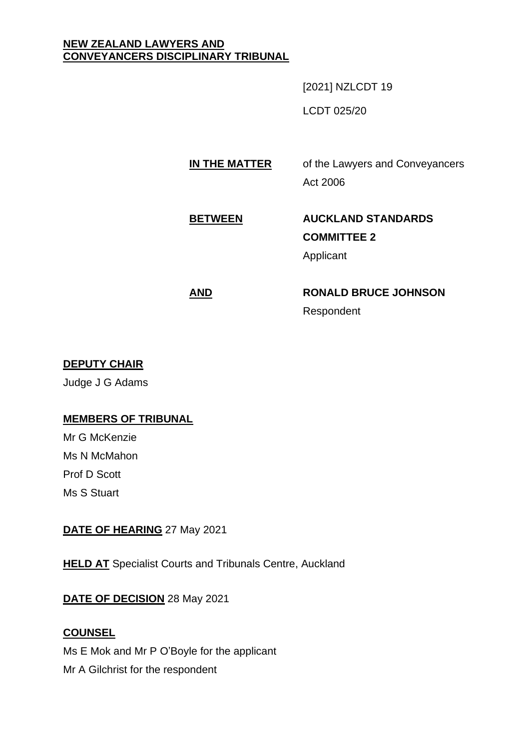**NEW ZEALAND LAWYERS AND CONVEYANCERS DISCIPLINARY TRIBUNAL**

[2021] NZLCDT 19

LCDT 025/20

**IN THE MATTER** of the Lawyers and Conveyancers Act 2006

**BETWEEN** **AUCKLAND STANDARDS COMMITTEE 2**
Applicant

**AND** **RONALD BRUCE JOHNSON**
Respondent

**DEPUTY CHAIR**

Judge J G Adams

**MEMBERS OF TRIBUNAL**

Mr G McKenzie

Ms N McMahon

Prof D Scott

Ms S Stuart

**DATE OF HEARING** 27 May 2021

**HELD AT** Specialist Courts and Tribunals Centre, Auckland

**DATE OF DECISION** 28 May 2021

**COUNSEL**

Ms E Mok and Mr P O'Boyle for the applicant

Mr A Gilchrist for the respondent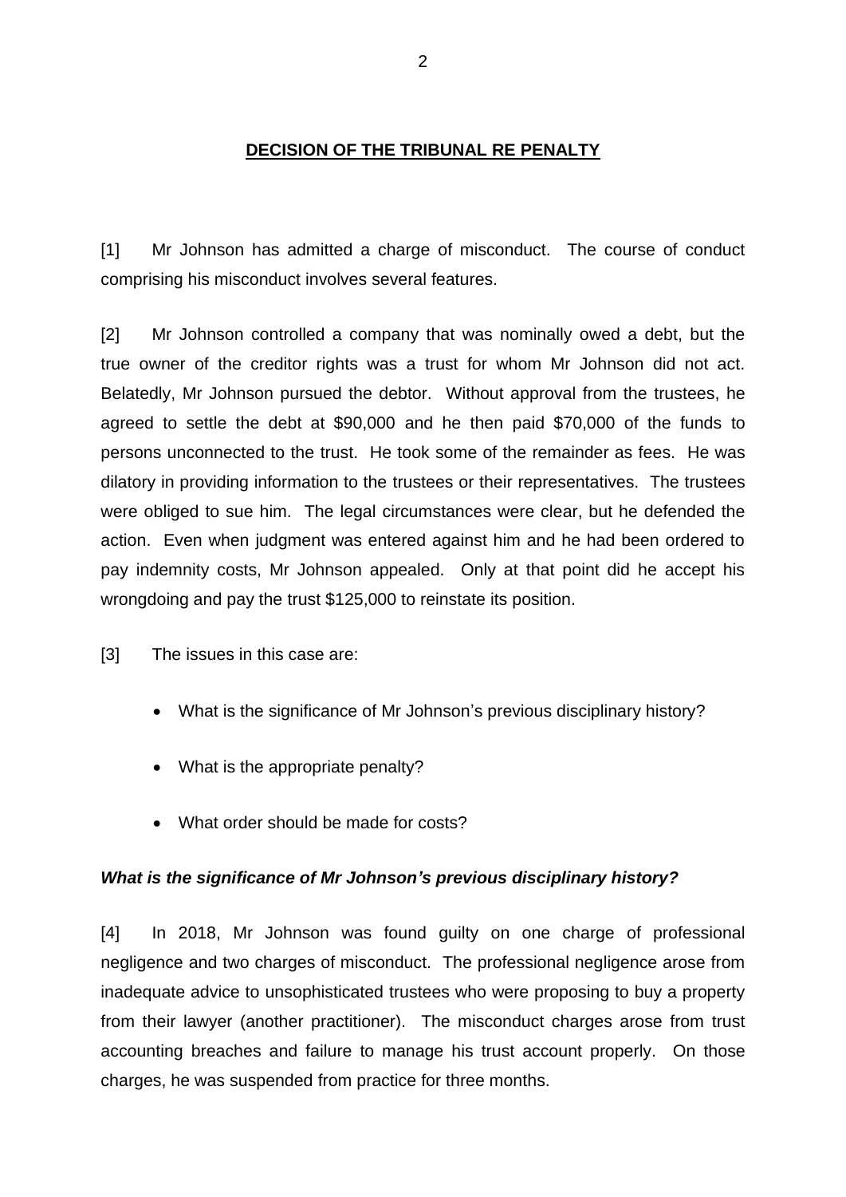**DECISION OF THE TRIBUNAL RE PENALTY**

[1] Mr Johnson has admitted a charge of misconduct. The course of conduct comprising his misconduct involves several features.

[2] Mr Johnson controlled a company that was nominally owed a debt, but the true owner of the creditor rights was a trust for whom Mr Johnson did not act. Belatedly, Mr Johnson pursued the debtor. Without approval from the trustees, he agreed to settle the debt at $90,000 and he then paid $70,000 of the funds to persons unconnected to the trust. He took some of the remainder as fees. He was dilatory in providing information to the trustees or their representatives. The trustees were obliged to sue him. The legal circumstances were clear, but he defended the action. Even when judgment was entered against him and he had been ordered to pay indemnity costs, Mr Johnson appealed. Only at that point did he accept his wrongdoing and pay the trust $125,000 to reinstate its position.

[3] The issues in this case are:

- What is the significance of Mr Johnson's previous disciplinary history?
- What is the appropriate penalty?
- What order should be made for costs?

### *What is the significance of Mr Johnson's previous disciplinary history?*

[4] In 2018, Mr Johnson was found guilty on one charge of professional negligence and two charges of misconduct. The professional negligence arose from inadequate advice to unsophisticated trustees who were proposing to buy a property from their lawyer (another practitioner). The misconduct charges arose from trust accounting breaches and failure to manage his trust account properly. On those charges, he was suspended from practice for three months.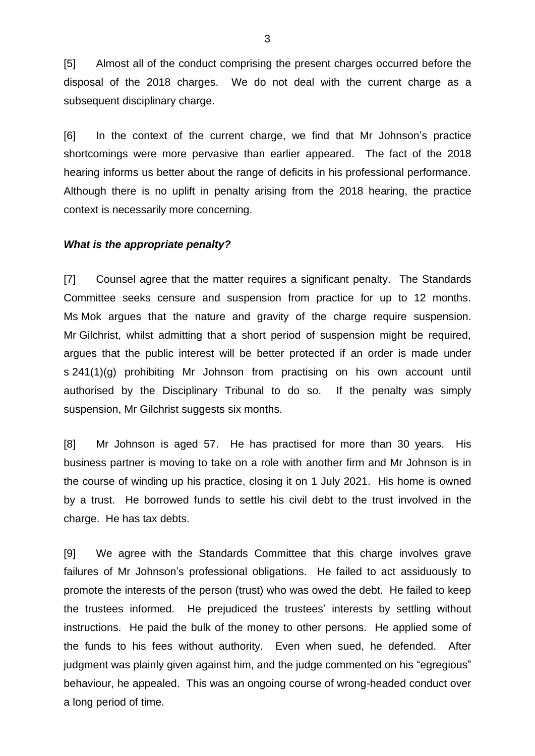[5] Almost all of the conduct comprising the present charges occurred before the disposal of the 2018 charges. We do not deal with the current charge as a subsequent disciplinary charge.

[6] In the context of the current charge, we find that Mr Johnson's practice shortcomings were more pervasive than earlier appeared. The fact of the 2018 hearing informs us better about the range of deficits in his professional performance. Although there is no uplift in penalty arising from the 2018 hearing, the practice context is necessarily more concerning.

***What is the appropriate penalty?***

[7] Counsel agree that the matter requires a significant penalty. The Standards Committee seeks censure and suspension from practice for up to 12 months. Ms Mok argues that the nature and gravity of the charge require suspension. Mr Gilchrist, whilst admitting that a short period of suspension might be required, argues that the public interest will be better protected if an order is made under s 241(1)(g) prohibiting Mr Johnson from practising on his own account until authorised by the Disciplinary Tribunal to do so. If the penalty was simply suspension, Mr Gilchrist suggests six months.

[8] Mr Johnson is aged 57. He has practised for more than 30 years. His business partner is moving to take on a role with another firm and Mr Johnson is in the course of winding up his practice, closing it on 1 July 2021. His home is owned by a trust. He borrowed funds to settle his civil debt to the trust involved in the charge. He has tax debts.

[9] We agree with the Standards Committee that this charge involves grave failures of Mr Johnson's professional obligations. He failed to act assiduously to promote the interests of the person (trust) who was owed the debt. He failed to keep the trustees informed. He prejudiced the trustees' interests by settling without instructions. He paid the bulk of the money to other persons. He applied some of the funds to his fees without authority. Even when sued, he defended. After judgment was plainly given against him, and the judge commented on his "egregious" behaviour, he appealed. This was an ongoing course of wrong-headed conduct over a long period of time.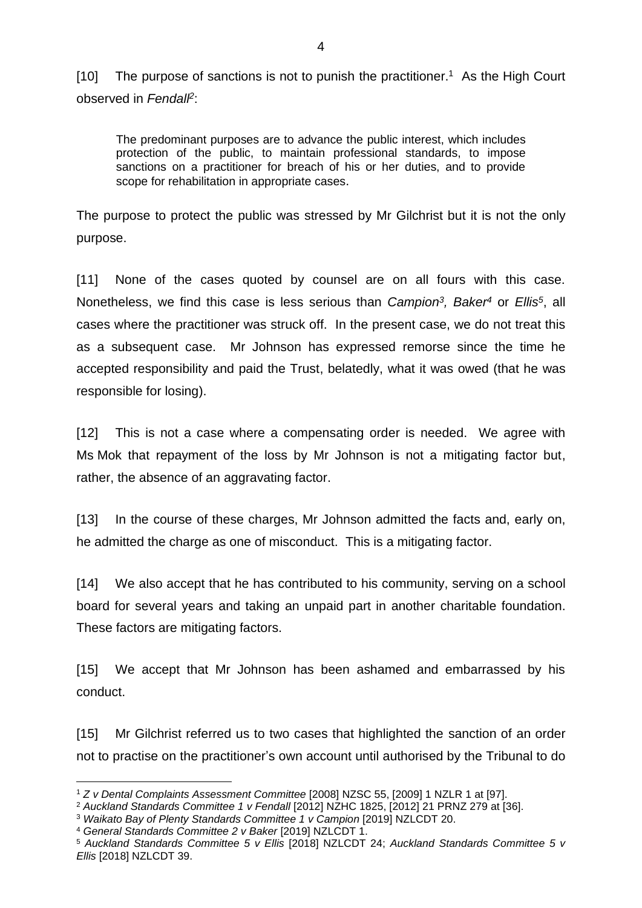[10] The purpose of sanctions is not to punish the practitioner.[1] As the High Court observed in *Fendall*[2]:

> The predominant purposes are to advance the public interest, which includes protection of the public, to maintain professional standards, to impose sanctions on a practitioner for breach of his or her duties, and to provide scope for rehabilitation in appropriate cases.

The purpose to protect the public was stressed by Mr Gilchrist but it is not the only purpose.

[11] None of the cases quoted by counsel are on all fours with this case. Nonetheless, we find this case is less serious than *Campion*[3], *Baker*[4] or *Ellis*[5], all cases where the practitioner was struck off. In the present case, we do not treat this as a subsequent case. Mr Johnson has expressed remorse since the time he accepted responsibility and paid the Trust, belatedly, what it was owed (that he was responsible for losing).

[12] This is not a case where a compensating order is needed. We agree with Ms Mok that repayment of the loss by Mr Johnson is not a mitigating factor but, rather, the absence of an aggravating factor.

[13] In the course of these charges, Mr Johnson admitted the facts and, early on, he admitted the charge as one of misconduct. This is a mitigating factor.

[14] We also accept that he has contributed to his community, serving on a school board for several years and taking an unpaid part in another charitable foundation. These factors are mitigating factors.

[15] We accept that Mr Johnson has been ashamed and embarrassed by his conduct.

[15] Mr Gilchrist referred us to two cases that highlighted the sanction of an order not to practise on the practitioner's own account until authorised by the Tribunal to do

---

[1] *Z v Dental Complaints Assessment Committee* [2008] NZSC 55, [2009] 1 NZLR 1 at [97].

[2] *Auckland Standards Committee 1 v Fendall* [2012] NZHC 1825, [2012] 21 PRNZ 279 at [36].

[3] *Waikato Bay of Plenty Standards Committee 1 v Campion* [2019] NZLCDT 20.

[4] *General Standards Committee 2 v Baker* [2019] NZLCDT 1.

[5] *Auckland Standards Committee 5 v Ellis* [2018] NZLCDT 24; *Auckland Standards Committee 5 v Ellis* [2018] NZLCDT 39.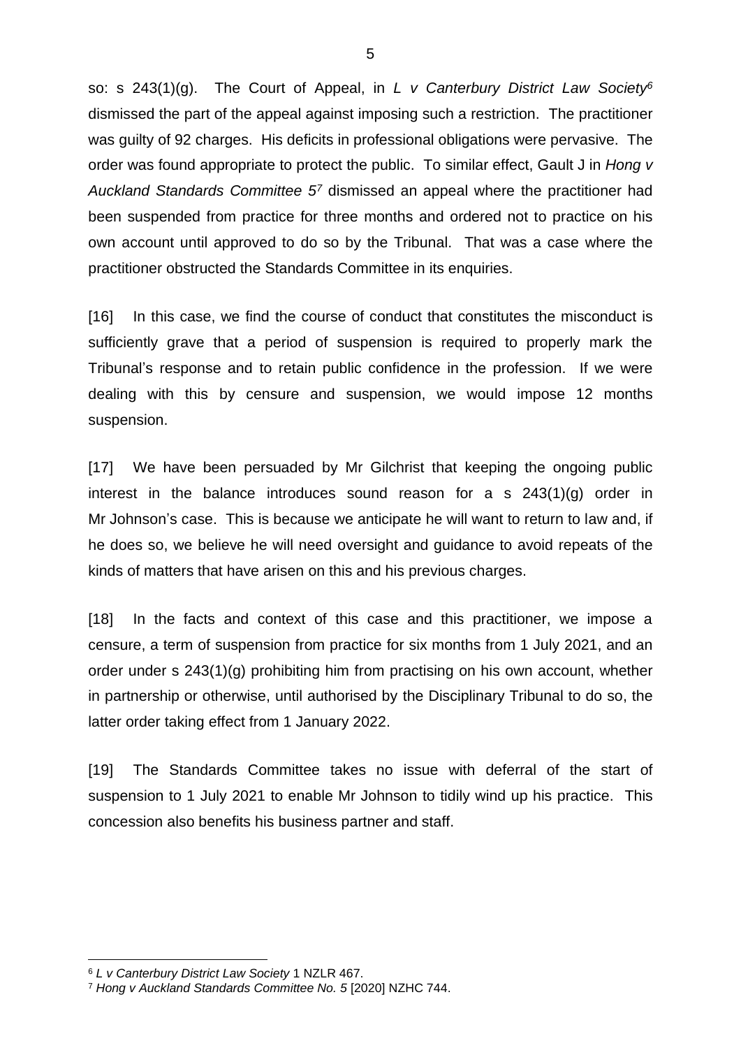so: s 243(1)(g). The Court of Appeal, in *L v Canterbury District Law Society*[6] dismissed the part of the appeal against imposing such a restriction. The practitioner was guilty of 92 charges. His deficits in professional obligations were pervasive. The order was found appropriate to protect the public. To similar effect, Gault J in *Hong v Auckland Standards Committee 5*[7] dismissed an appeal where the practitioner had been suspended from practice for three months and ordered not to practice on his own account until approved to do so by the Tribunal. That was a case where the practitioner obstructed the Standards Committee in its enquiries.

[16] In this case, we find the course of conduct that constitutes the misconduct is sufficiently grave that a period of suspension is required to properly mark the Tribunal's response and to retain public confidence in the profession. If we were dealing with this by censure and suspension, we would impose 12 months suspension.

[17] We have been persuaded by Mr Gilchrist that keeping the ongoing public interest in the balance introduces sound reason for a s 243(1)(g) order in Mr Johnson's case. This is because we anticipate he will want to return to law and, if he does so, we believe he will need oversight and guidance to avoid repeats of the kinds of matters that have arisen on this and his previous charges.

[18] In the facts and context of this case and this practitioner, we impose a censure, a term of suspension from practice for six months from 1 July 2021, and an order under s 243(1)(g) prohibiting him from practising on his own account, whether in partnership or otherwise, until authorised by the Disciplinary Tribunal to do so, the latter order taking effect from 1 January 2022.

[19] The Standards Committee takes no issue with deferral of the start of suspension to 1 July 2021 to enable Mr Johnson to tidily wind up his practice. This concession also benefits his business partner and staff.

---

[6] *L v Canterbury District Law Society* 1 NZLR 467.

[7] *Hong v Auckland Standards Committee No. 5* [2020] NZHC 744.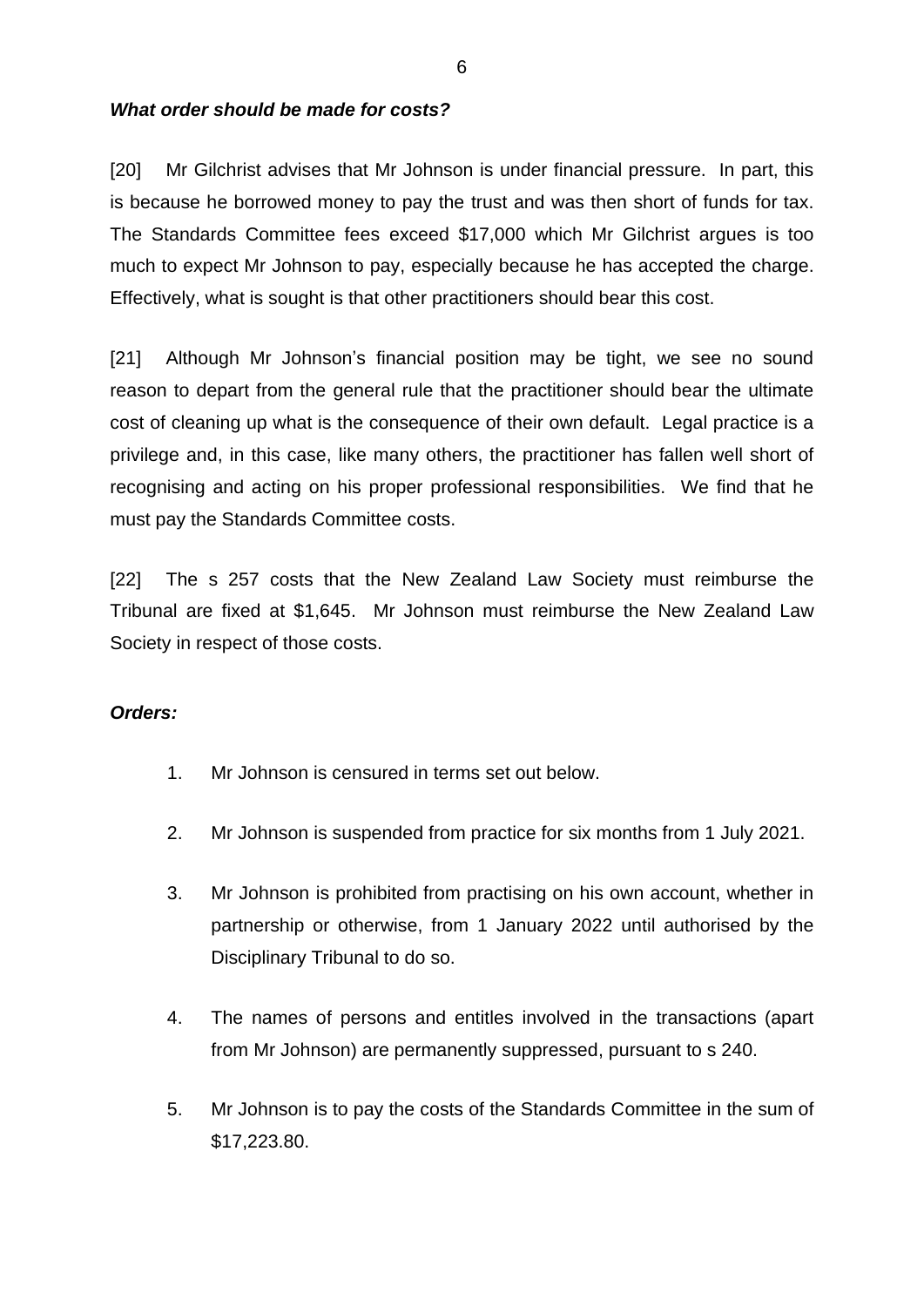### ***What order should be made for costs?***

[20] Mr Gilchrist advises that Mr Johnson is under financial pressure. In part, this is because he borrowed money to pay the trust and was then short of funds for tax. The Standards Committee fees exceed $17,000 which Mr Gilchrist argues is too much to expect Mr Johnson to pay, especially because he has accepted the charge. Effectively, what is sought is that other practitioners should bear this cost.

[21] Although Mr Johnson's financial position may be tight, we see no sound reason to depart from the general rule that the practitioner should bear the ultimate cost of cleaning up what is the consequence of their own default. Legal practice is a privilege and, in this case, like many others, the practitioner has fallen well short of recognising and acting on his proper professional responsibilities. We find that he must pay the Standards Committee costs.

[22] The s 257 costs that the New Zealand Law Society must reimburse the Tribunal are fixed at $1,645. Mr Johnson must reimburse the New Zealand Law Society in respect of those costs.

### ***Orders:***

1. Mr Johnson is censured in terms set out below.

2. Mr Johnson is suspended from practice for six months from 1 July 2021.

3. Mr Johnson is prohibited from practising on his own account, whether in partnership or otherwise, from 1 January 2022 until authorised by the Disciplinary Tribunal to do so.

4. The names of persons and entitles involved in the transactions (apart from Mr Johnson) are permanently suppressed, pursuant to s 240.

5. Mr Johnson is to pay the costs of the Standards Committee in the sum of $17,223.80.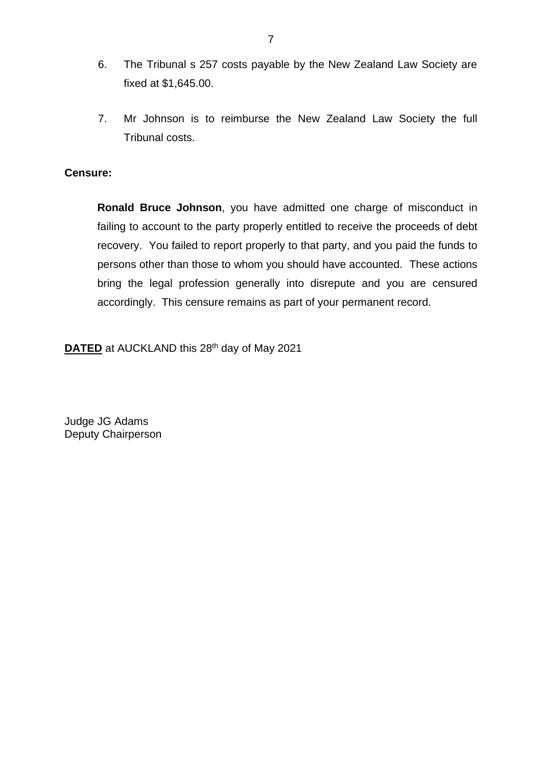6. The Tribunal s 257 costs payable by the New Zealand Law Society are fixed at $1,645.00.

7. Mr Johnson is to reimburse the New Zealand Law Society the full Tribunal costs.

**Censure:**

> **Ronald Bruce Johnson**, you have admitted one charge of misconduct in failing to account to the party properly entitled to receive the proceeds of debt recovery. You failed to report properly to that party, and you paid the funds to persons other than those to whom you should have accounted. These actions bring the legal profession generally into disrepute and you are censured accordingly. This censure remains as part of your permanent record.

**DATED** at AUCKLAND this 28th day of May 2021

Judge JG Adams
Deputy Chairperson